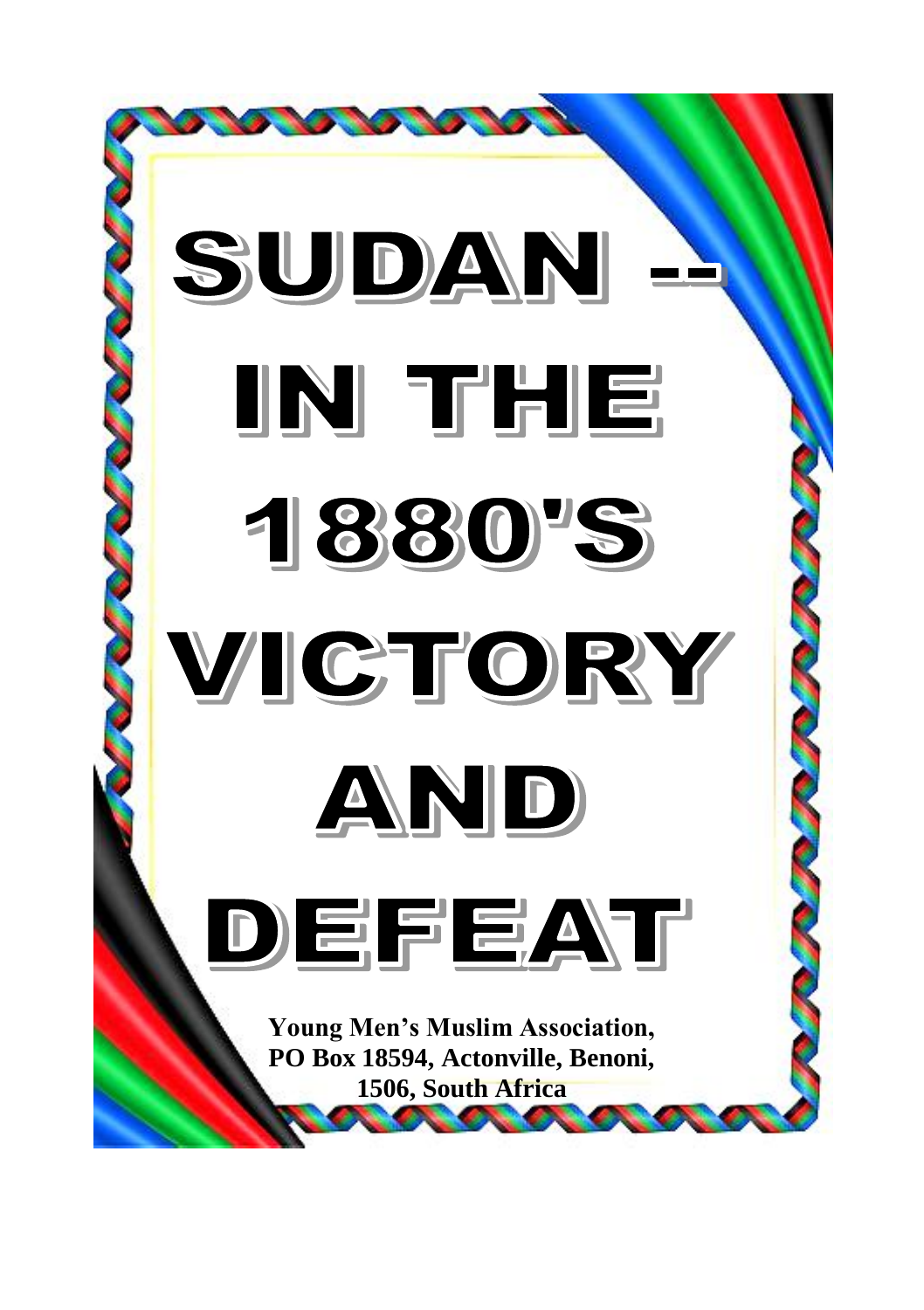# SUDAN -- IN THE 1880'S VICTORY AND DEFEAT

**Young Men's Muslim Association,**
**PO Box 18594, Actonville, Benoni,**
**1506, South Africa**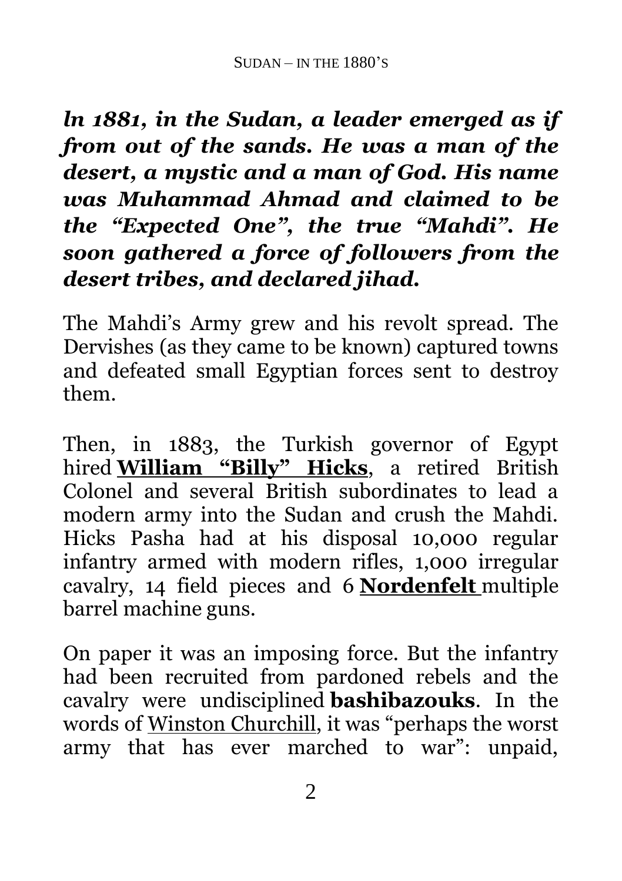***ln 1881, in the Sudan, a leader emerged as if from out of the sands. He was a man of the desert, a mystic and a man of God. His name was Muhammad Ahmad and claimed to be the "Expected One", the true "Mahdi". He soon gathered a force of followers from the desert tribes, and declared jihad.***

The Mahdi's Army grew and his revolt spread. The Dervishes (as they came to be known) captured towns and defeated small Egyptian forces sent to destroy them.

Then, in 1883, the Turkish governor of Egypt hired **William "Billy" Hicks**, a retired British Colonel and several British subordinates to lead a modern army into the Sudan and crush the Mahdi. Hicks Pasha had at his disposal 10,000 regular infantry armed with modern rifles, 1,000 irregular cavalry, 14 field pieces and 6 **Nordenfelt** multiple barrel machine guns.

On paper it was an imposing force. But the infantry had been recruited from pardoned rebels and the cavalry were undisciplined **bashibazouks**. In the words of Winston Churchill, it was "perhaps the worst army that has ever marched to war": unpaid,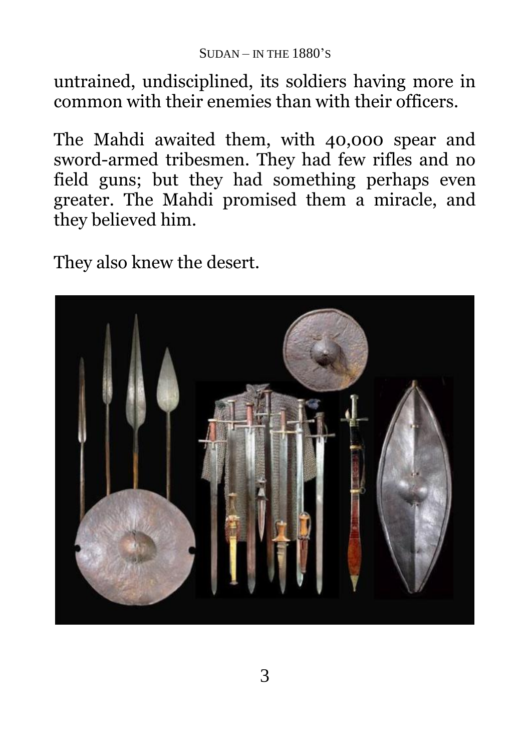untrained, undisciplined, its soldiers having more in common with their enemies than with their officers.

The Mahdi awaited them, with 40,000 spear and sword-armed tribesmen. They had few rifles and no field guns; but they had something perhaps even greater. The Mahdi promised them a miracle, and they believed him.

They also knew the desert.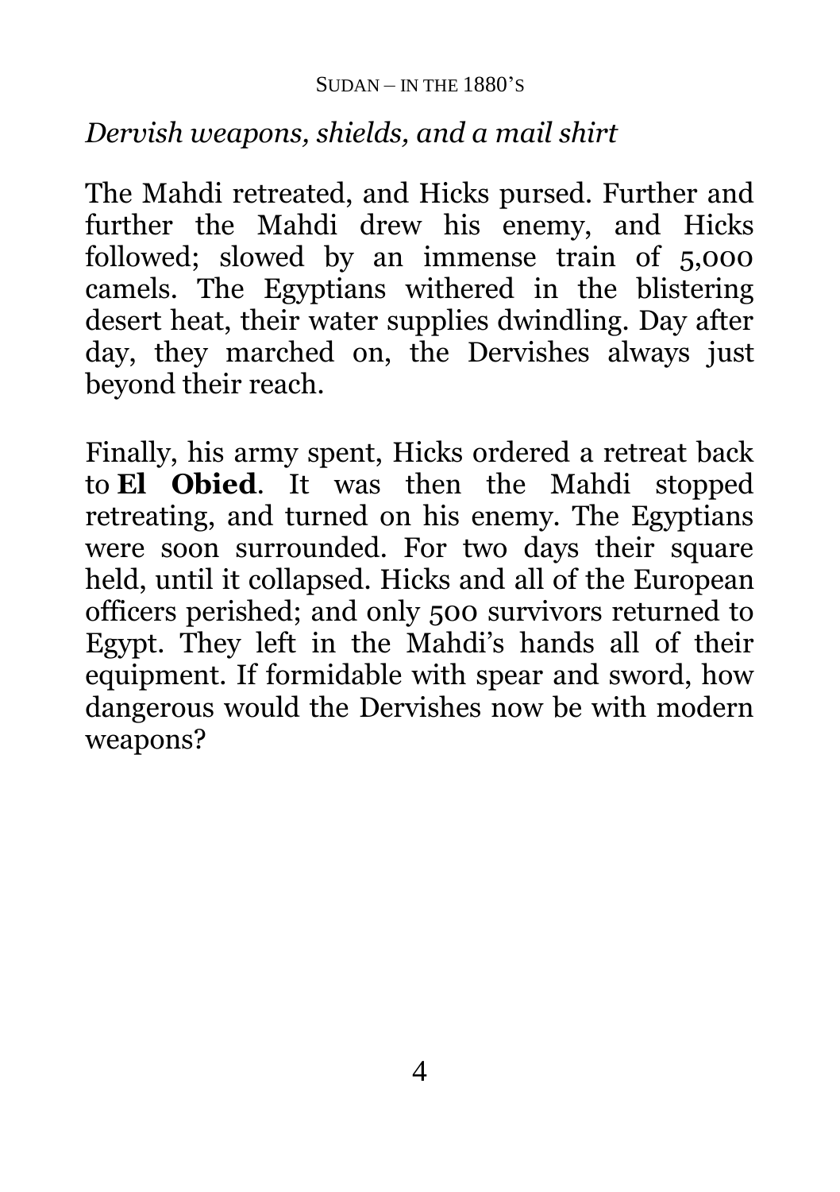*Dervish weapons, shields, and a mail shirt*

The Mahdi retreated, and Hicks pursed. Further and further the Mahdi drew his enemy, and Hicks followed; slowed by an immense train of 5,000 camels. The Egyptians withered in the blistering desert heat, their water supplies dwindling. Day after day, they marched on, the Dervishes always just beyond their reach.

Finally, his army spent, Hicks ordered a retreat back to **El Obied**. It was then the Mahdi stopped retreating, and turned on his enemy. The Egyptians were soon surrounded. For two days their square held, until it collapsed. Hicks and all of the European officers perished; and only 500 survivors returned to Egypt. They left in the Mahdi's hands all of their equipment. If formidable with spear and sword, how dangerous would the Dervishes now be with modern weapons?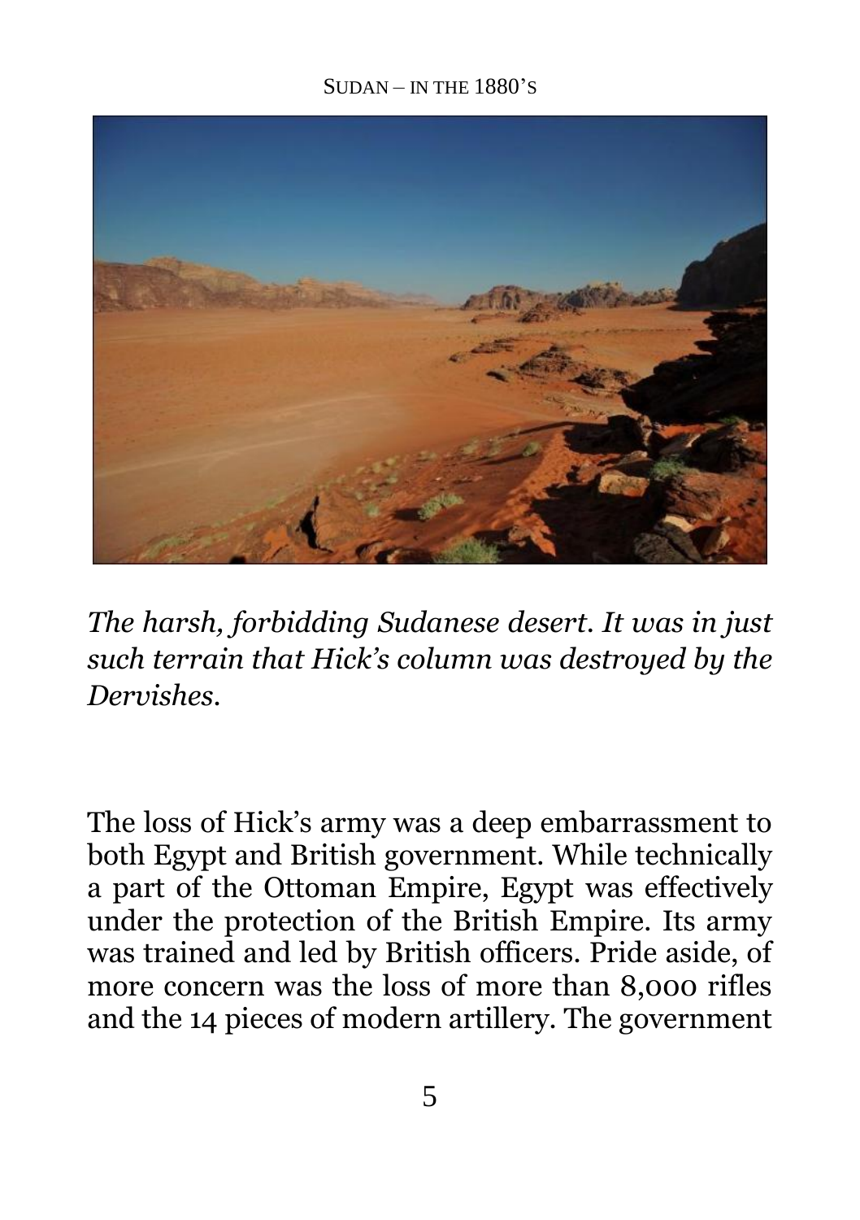*The harsh, forbidding Sudanese desert. It was in just such terrain that Hick's column was destroyed by the Dervishes.*

The loss of Hick's army was a deep embarrassment to both Egypt and British government. While technically a part of the Ottoman Empire, Egypt was effectively under the protection of the British Empire. Its army was trained and led by British officers. Pride aside, of more concern was the loss of more than 8,000 rifles and the 14 pieces of modern artillery. The government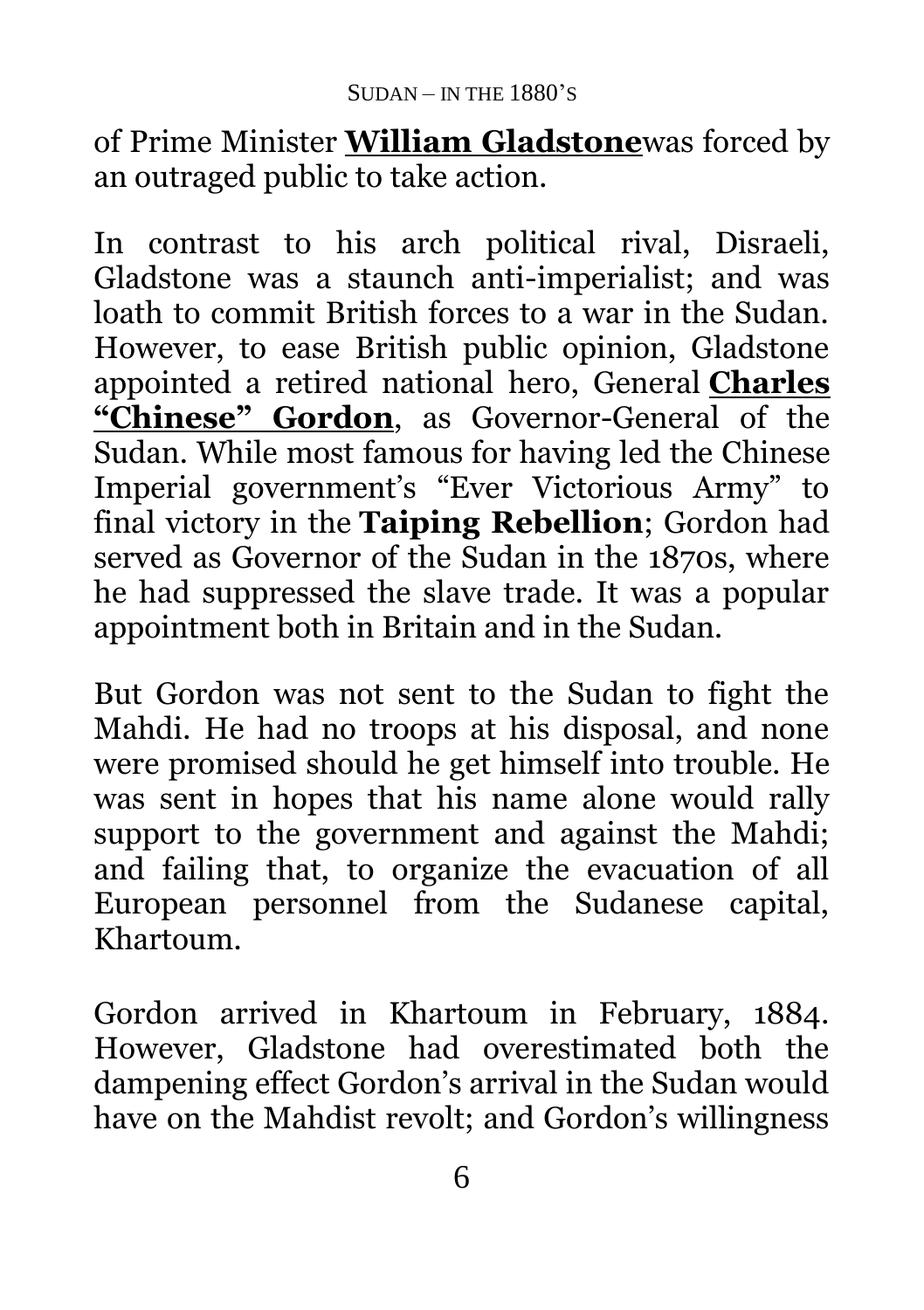of Prime Minister **[William Gladstone](#)**was forced by an outraged public to take action.

In contrast to his arch political rival, Disraeli, Gladstone was a staunch anti-imperialist; and was loath to commit British forces to a war in the Sudan. However, to ease British public opinion, Gladstone appointed a retired national hero, General **[Charles "Chinese" Gordon](#)**, as Governor-General of the Sudan. While most famous for having led the Chinese Imperial government's "Ever Victorious Army" to final victory in the **Taiping Rebellion**; Gordon had served as Governor of the Sudan in the 1870s, where he had suppressed the slave trade. It was a popular appointment both in Britain and in the Sudan.

But Gordon was not sent to the Sudan to fight the Mahdi. He had no troops at his disposal, and none were promised should he get himself into trouble. He was sent in hopes that his name alone would rally support to the government and against the Mahdi; and failing that, to organize the evacuation of all European personnel from the Sudanese capital, Khartoum.

Gordon arrived in Khartoum in February, 1884. However, Gladstone had overestimated both the dampening effect Gordon's arrival in the Sudan would have on the Mahdist revolt; and Gordon's willingness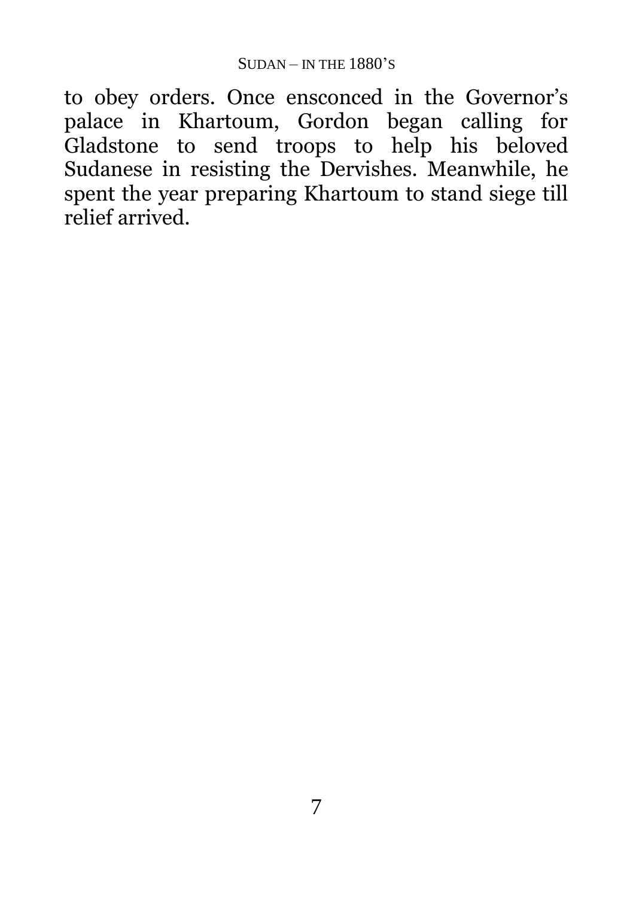to obey orders. Once ensconced in the Governor's palace in Khartoum, Gordon began calling for Gladstone to send troops to help his beloved Sudanese in resisting the Dervishes. Meanwhile, he spent the year preparing Khartoum to stand siege till relief arrived.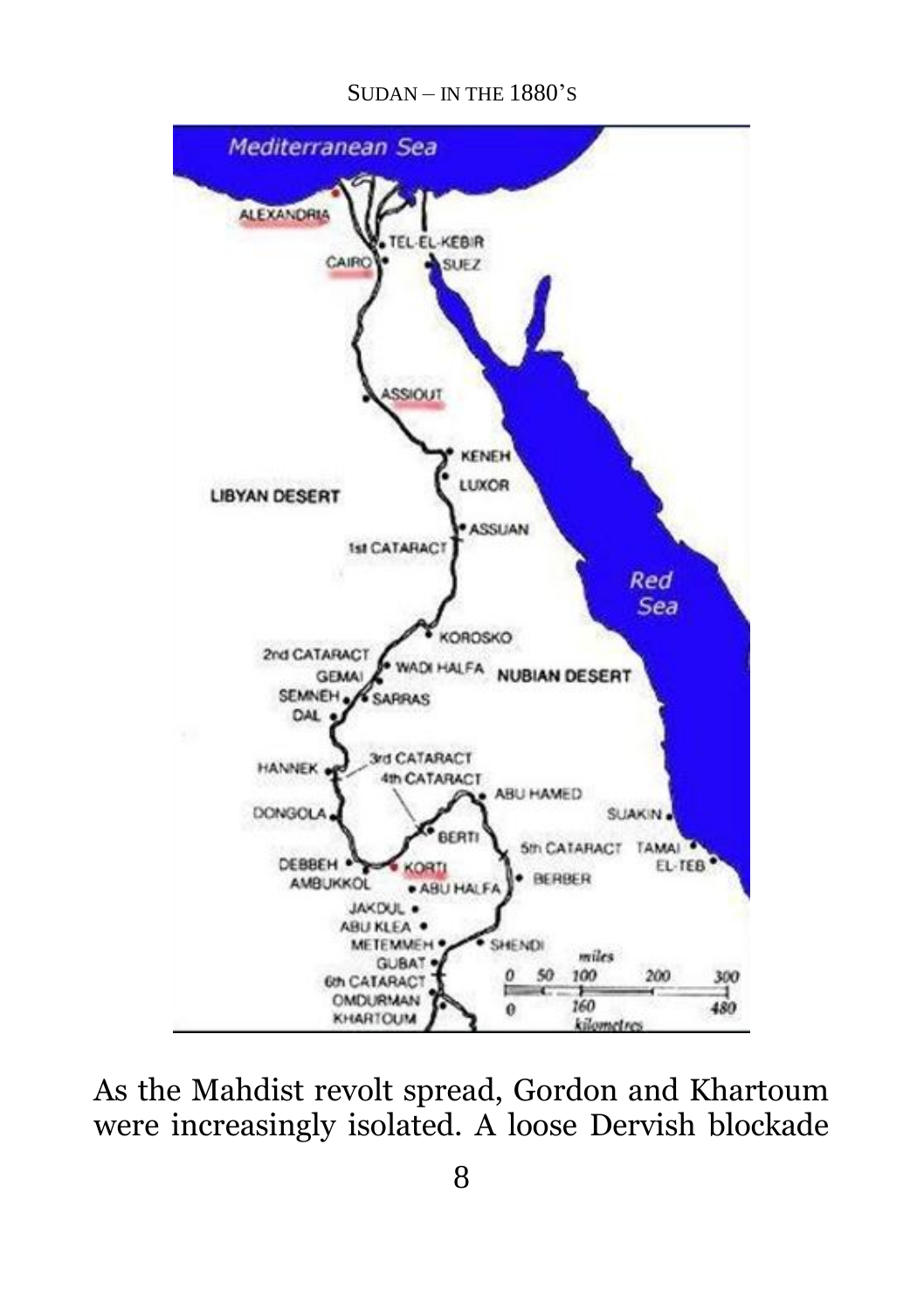SUDAN – IN THE 1880'S

As the Mahdist revolt spread, Gordon and Khartoum were increasingly isolated. A loose Dervish blockade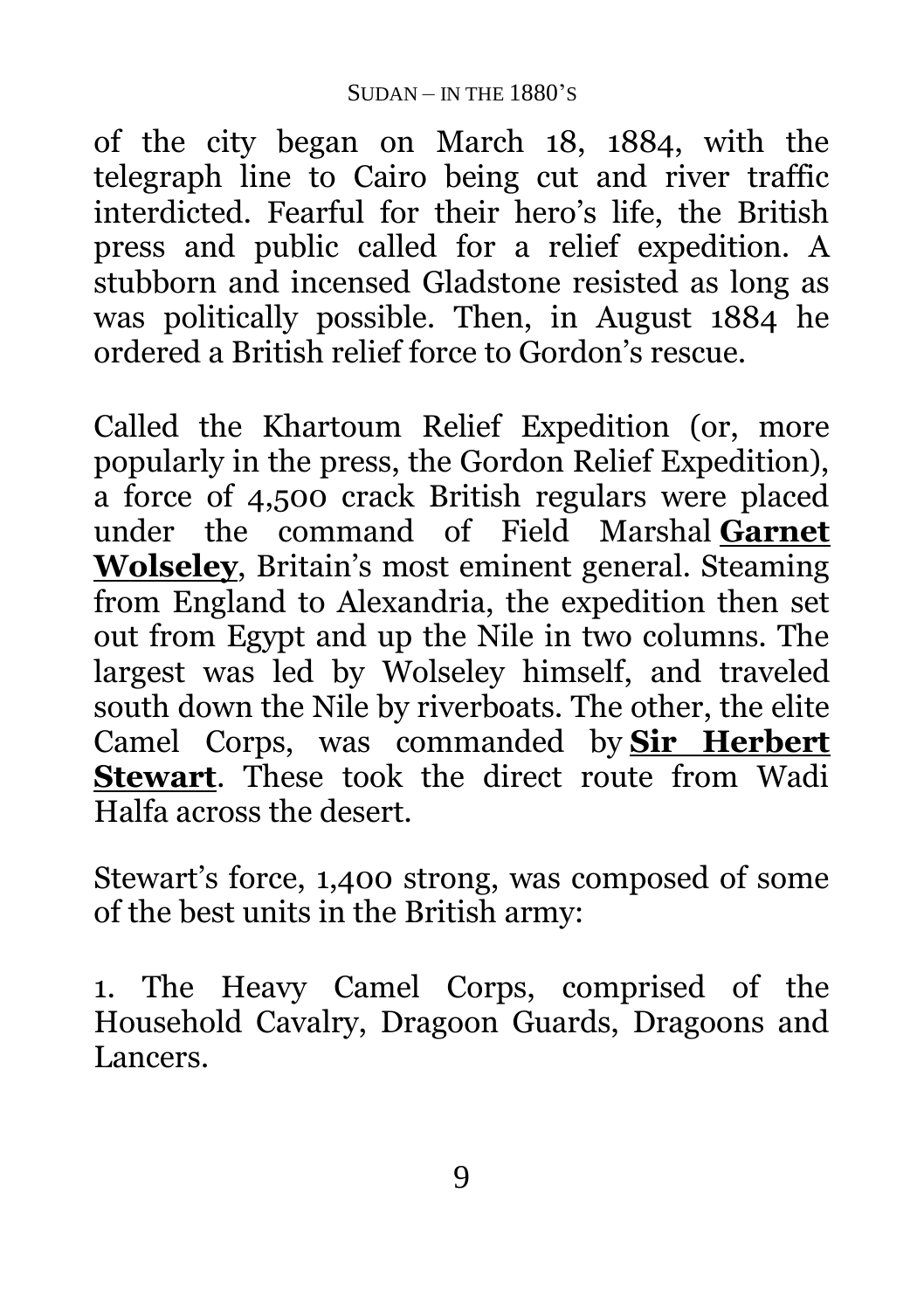of the city began on March 18, 1884, with the telegraph line to Cairo being cut and river traffic interdicted. Fearful for their hero's life, the British press and public called for a relief expedition. A stubborn and incensed Gladstone resisted as long as was politically possible. Then, in August 1884 he ordered a British relief force to Gordon's rescue.

Called the Khartoum Relief Expedition (or, more popularly in the press, the Gordon Relief Expedition), a force of 4,500 crack British regulars were placed under the command of Field Marshal **Garnet Wolseley**, Britain's most eminent general. Steaming from England to Alexandria, the expedition then set out from Egypt and up the Nile in two columns. The largest was led by Wolseley himself, and traveled south down the Nile by riverboats. The other, the elite Camel Corps, was commanded by **Sir Herbert Stewart**. These took the direct route from Wadi Halfa across the desert.

Stewart's force, 1,400 strong, was composed of some of the best units in the British army:

1. The Heavy Camel Corps, comprised of the Household Cavalry, Dragoon Guards, Dragoons and Lancers.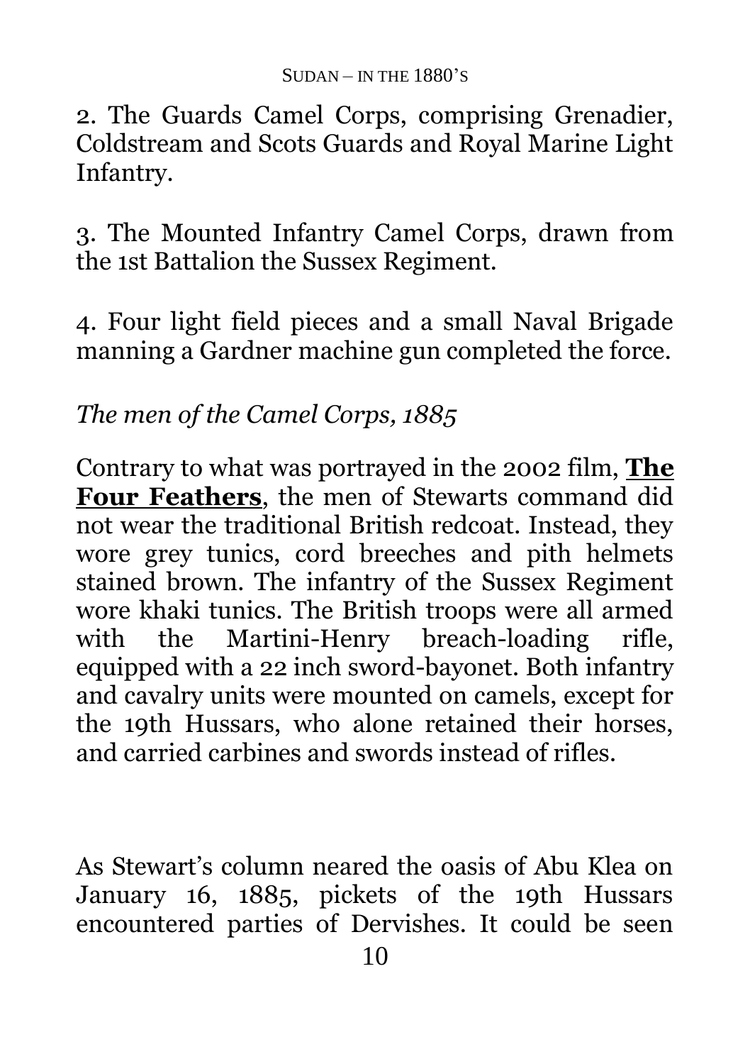2. The Guards Camel Corps, comprising Grenadier, Coldstream and Scots Guards and Royal Marine Light Infantry.

3. The Mounted Infantry Camel Corps, drawn from the 1st Battalion the Sussex Regiment.

4. Four light field pieces and a small Naval Brigade manning a Gardner machine gun completed the force.

*The men of the Camel Corps, 1885*

Contrary to what was portrayed in the 2002 film, **The Four Feathers**, the men of Stewarts command did not wear the traditional British redcoat. Instead, they wore grey tunics, cord breeches and pith helmets stained brown. The infantry of the Sussex Regiment wore khaki tunics. The British troops were all armed with the Martini-Henry breach-loading rifle, equipped with a 22 inch sword-bayonet. Both infantry and cavalry units were mounted on camels, except for the 19th Hussars, who alone retained their horses, and carried carbines and swords instead of rifles.

As Stewart's column neared the oasis of Abu Klea on January 16, 1885, pickets of the 19th Hussars encountered parties of Dervishes. It could be seen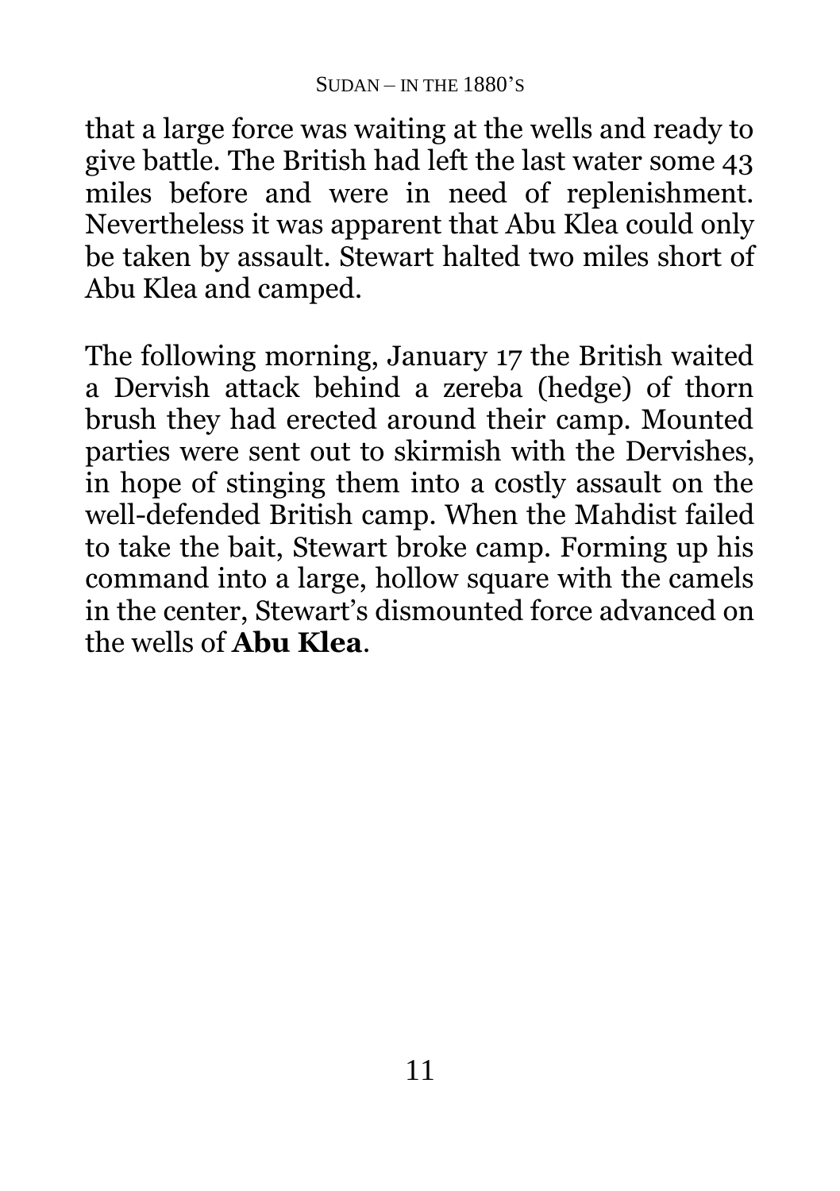that a large force was waiting at the wells and ready to give battle. The British had left the last water some 43 miles before and were in need of replenishment. Nevertheless it was apparent that Abu Klea could only be taken by assault. Stewart halted two miles short of Abu Klea and camped.

The following morning, January 17 the British waited a Dervish attack behind a zereba (hedge) of thorn brush they had erected around their camp. Mounted parties were sent out to skirmish with the Dervishes, in hope of stinging them into a costly assault on the well-defended British camp. When the Mahdist failed to take the bait, Stewart broke camp. Forming up his command into a large, hollow square with the camels in the center, Stewart's dismounted force advanced on the wells of **Abu Klea**.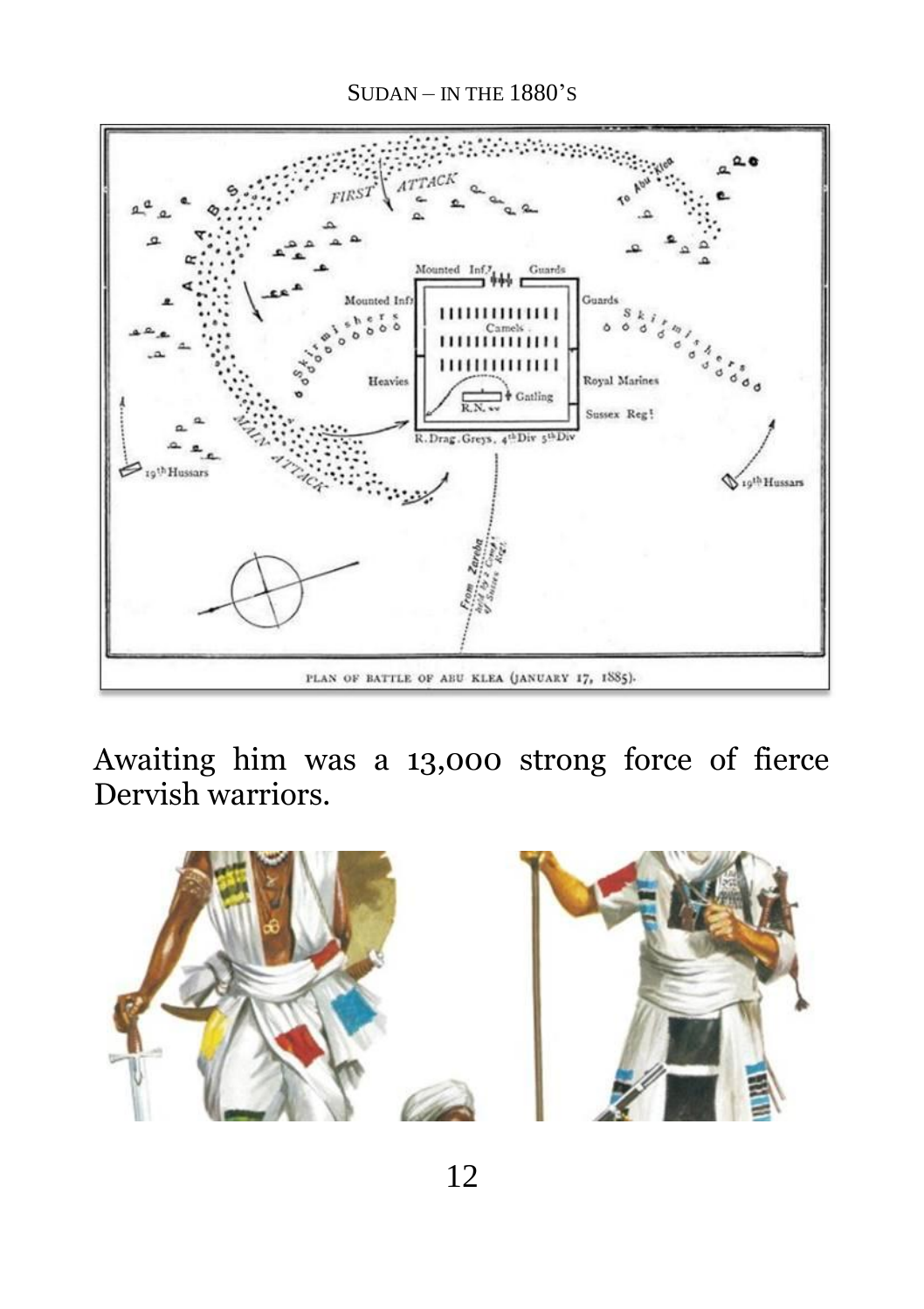Awaiting him was a 13,000 strong force of fierce Dervish warriors.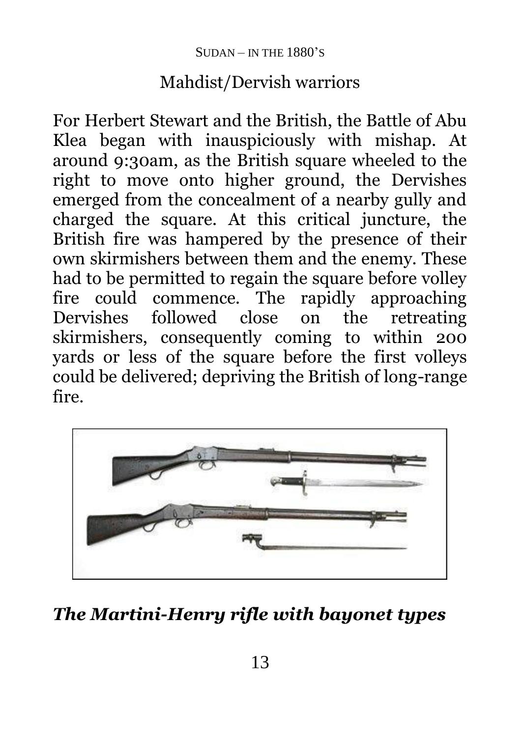Mahdist/Dervish warriors

For Herbert Stewart and the British, the Battle of Abu Klea began with inauspiciously with mishap. At around 9:30am, as the British square wheeled to the right to move onto higher ground, the Dervishes emerged from the concealment of a nearby gully and charged the square. At this critical juncture, the British fire was hampered by the presence of their own skirmishers between them and the enemy. These had to be permitted to regain the square before volley fire could commence. The rapidly approaching Dervishes followed close on the retreating skirmishers, consequently coming to within 200 yards or less of the square before the first volleys could be delivered; depriving the British of long-range fire.

***The Martini-Henry rifle with bayonet types***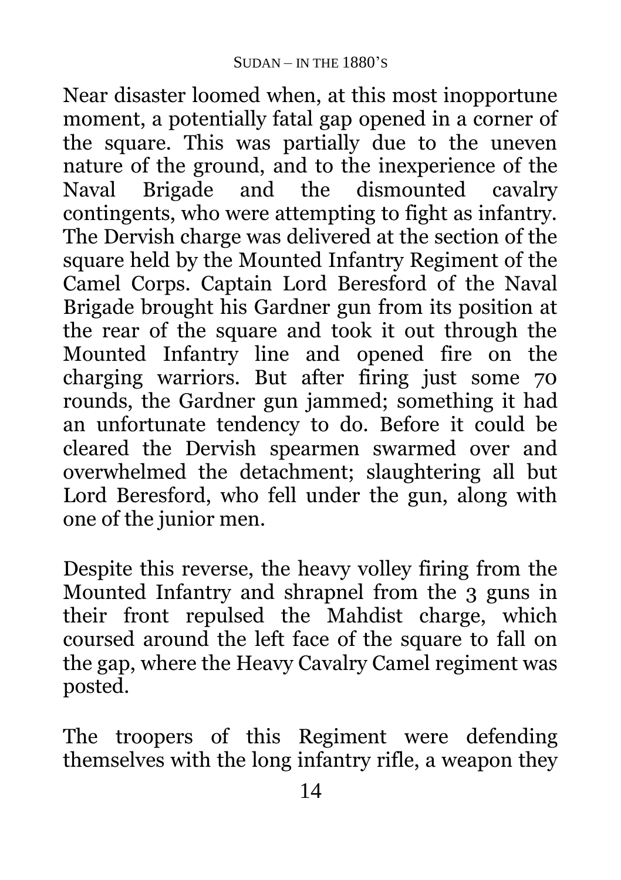Near disaster loomed when, at this most inopportune moment, a potentially fatal gap opened in a corner of the square. This was partially due to the uneven nature of the ground, and to the inexperience of the Naval Brigade and the dismounted cavalry contingents, who were attempting to fight as infantry. The Dervish charge was delivered at the section of the square held by the Mounted Infantry Regiment of the Camel Corps. Captain Lord Beresford of the Naval Brigade brought his Gardner gun from its position at the rear of the square and took it out through the Mounted Infantry line and opened fire on the charging warriors. But after firing just some 70 rounds, the Gardner gun jammed; something it had an unfortunate tendency to do. Before it could be cleared the Dervish spearmen swarmed over and overwhelmed the detachment; slaughtering all but Lord Beresford, who fell under the gun, along with one of the junior men.

Despite this reverse, the heavy volley firing from the Mounted Infantry and shrapnel from the 3 guns in their front repulsed the Mahdist charge, which coursed around the left face of the square to fall on the gap, where the Heavy Cavalry Camel regiment was posted.

The troopers of this Regiment were defending themselves with the long infantry rifle, a weapon they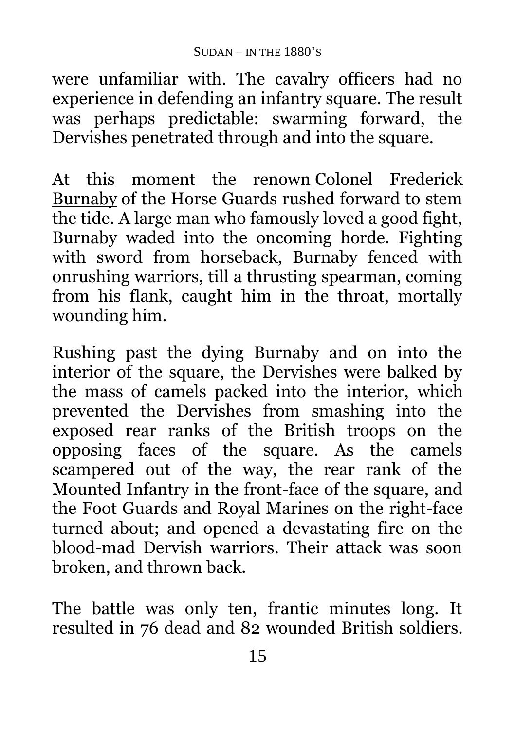were unfamiliar with. The cavalry officers had no experience in defending an infantry square. The result was perhaps predictable: swarming forward, the Dervishes penetrated through and into the square.

At this moment the renown Colonel Frederick Burnaby of the Horse Guards rushed forward to stem the tide. A large man who famously loved a good fight, Burnaby waded into the oncoming horde. Fighting with sword from horseback, Burnaby fenced with onrushing warriors, till a thrusting spearman, coming from his flank, caught him in the throat, mortally wounding him.

Rushing past the dying Burnaby and on into the interior of the square, the Dervishes were balked by the mass of camels packed into the interior, which prevented the Dervishes from smashing into the exposed rear ranks of the British troops on the opposing faces of the square. As the camels scampered out of the way, the rear rank of the Mounted Infantry in the front-face of the square, and the Foot Guards and Royal Marines on the right-face turned about; and opened a devastating fire on the blood-mad Dervish warriors. Their attack was soon broken, and thrown back.

The battle was only ten, frantic minutes long. It resulted in 76 dead and 82 wounded British soldiers.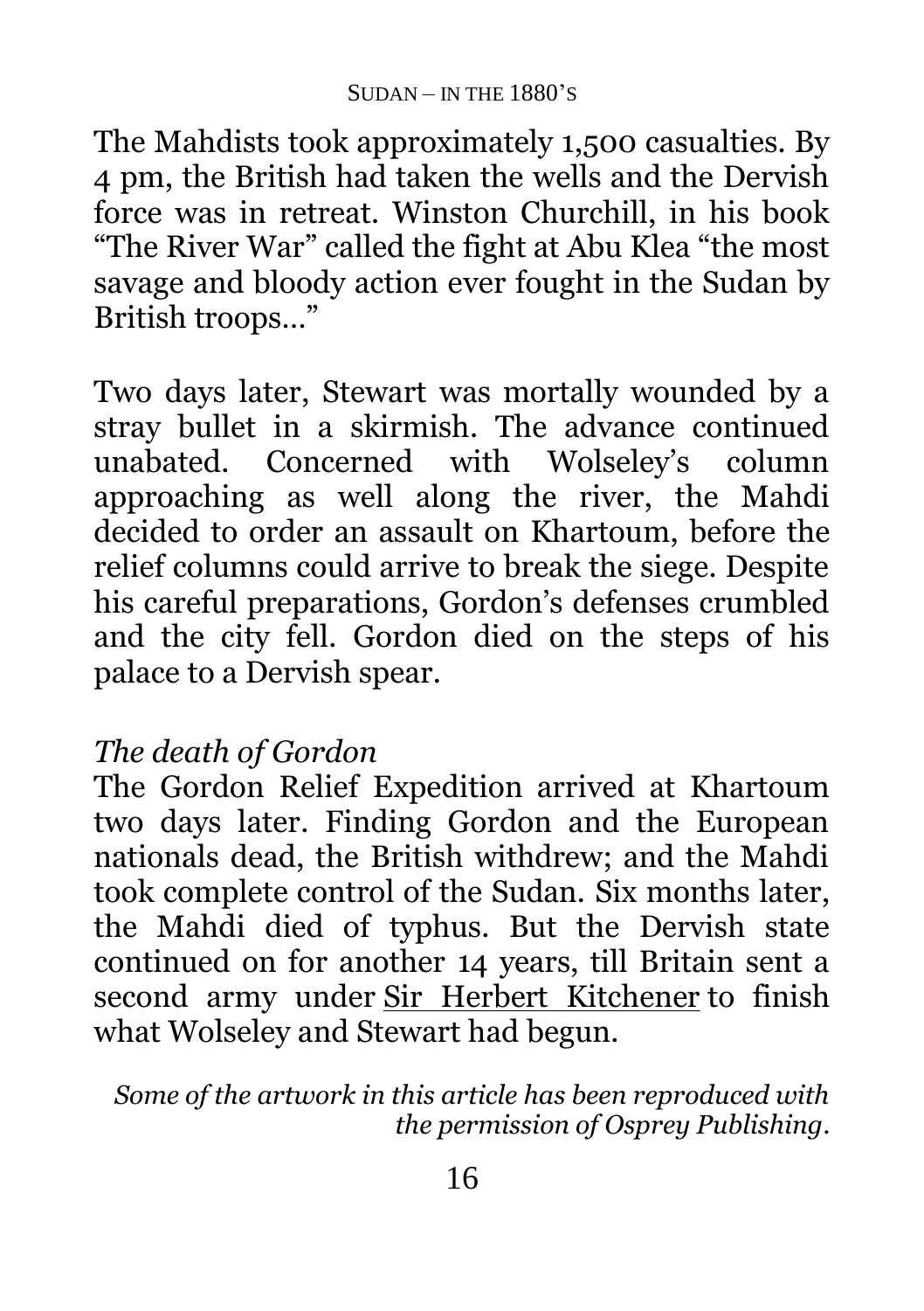The Mahdists took approximately 1,500 casualties. By 4 pm, the British had taken the wells and the Dervish force was in retreat. Winston Churchill, in his book "The River War" called the fight at Abu Klea "the most savage and bloody action ever fought in the Sudan by British troops…"

Two days later, Stewart was mortally wounded by a stray bullet in a skirmish. The advance continued unabated. Concerned with Wolseley's column approaching as well along the river, the Mahdi decided to order an assault on Khartoum, before the relief columns could arrive to break the siege. Despite his careful preparations, Gordon's defenses crumbled and the city fell. Gordon died on the steps of his palace to a Dervish spear.

*The death of Gordon*

The Gordon Relief Expedition arrived at Khartoum two days later. Finding Gordon and the European nationals dead, the British withdrew; and the Mahdi took complete control of the Sudan. Six months later, the Mahdi died of typhus. But the Dervish state continued on for another 14 years, till Britain sent a second army under Sir Herbert Kitchener to finish what Wolseley and Stewart had begun.

*Some of the artwork in this article has been reproduced with the permission of Osprey Publishing.*